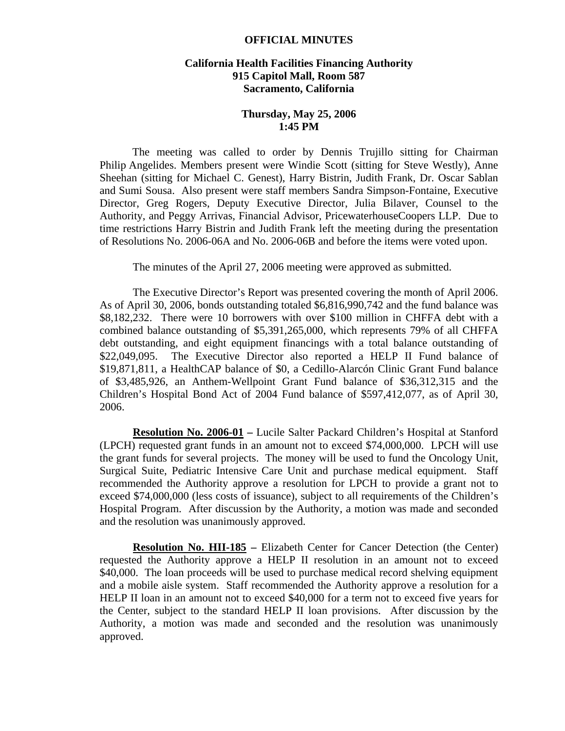**OFFICIAL MINUTES**

**California Health Facilities Financing Authority**
**915 Capitol Mall, Room 587**
**Sacramento, California**

**Thursday, May 25, 2006**
**1:45 PM**

The meeting was called to order by Dennis Trujillo sitting for Chairman Philip Angelides. Members present were Windie Scott (sitting for Steve Westly), Anne Sheehan (sitting for Michael C. Genest), Harry Bistrin, Judith Frank, Dr. Oscar Sablan and Sumi Sousa. Also present were staff members Sandra Simpson-Fontaine, Executive Director, Greg Rogers, Deputy Executive Director, Julia Bilaver, Counsel to the Authority, and Peggy Arrivas, Financial Advisor, PricewaterhouseCoopers LLP. Due to time restrictions Harry Bistrin and Judith Frank left the meeting during the presentation of Resolutions No. 2006-06A and No. 2006-06B and before the items were voted upon.

The minutes of the April 27, 2006 meeting were approved as submitted.

The Executive Director's Report was presented covering the month of April 2006. As of April 30, 2006, bonds outstanding totaled $6,816,990,742 and the fund balance was $8,182,232. There were 10 borrowers with over $100 million in CHFFA debt with a combined balance outstanding of $5,391,265,000, which represents 79% of all CHFFA debt outstanding, and eight equipment financings with a total balance outstanding of $22,049,095. The Executive Director also reported a HELP II Fund balance of $19,871,811, a HealthCAP balance of $0, a Cedillo-Alarcón Clinic Grant Fund balance of $3,485,926, an Anthem-Wellpoint Grant Fund balance of $36,312,315 and the Children's Hospital Bond Act of 2004 Fund balance of $597,412,077, as of April 30, 2006.

**Resolution No. 2006-01 –** Lucile Salter Packard Children's Hospital at Stanford (LPCH) requested grant funds in an amount not to exceed $74,000,000. LPCH will use the grant funds for several projects. The money will be used to fund the Oncology Unit, Surgical Suite, Pediatric Intensive Care Unit and purchase medical equipment. Staff recommended the Authority approve a resolution for LPCH to provide a grant not to exceed $74,000,000 (less costs of issuance), subject to all requirements of the Children's Hospital Program. After discussion by the Authority, a motion was made and seconded and the resolution was unanimously approved.

**Resolution No. HII-185 –** Elizabeth Center for Cancer Detection (the Center) requested the Authority approve a HELP II resolution in an amount not to exceed $40,000. The loan proceeds will be used to purchase medical record shelving equipment and a mobile aisle system. Staff recommended the Authority approve a resolution for a HELP II loan in an amount not to exceed $40,000 for a term not to exceed five years for the Center, subject to the standard HELP II loan provisions. After discussion by the Authority, a motion was made and seconded and the resolution was unanimously approved.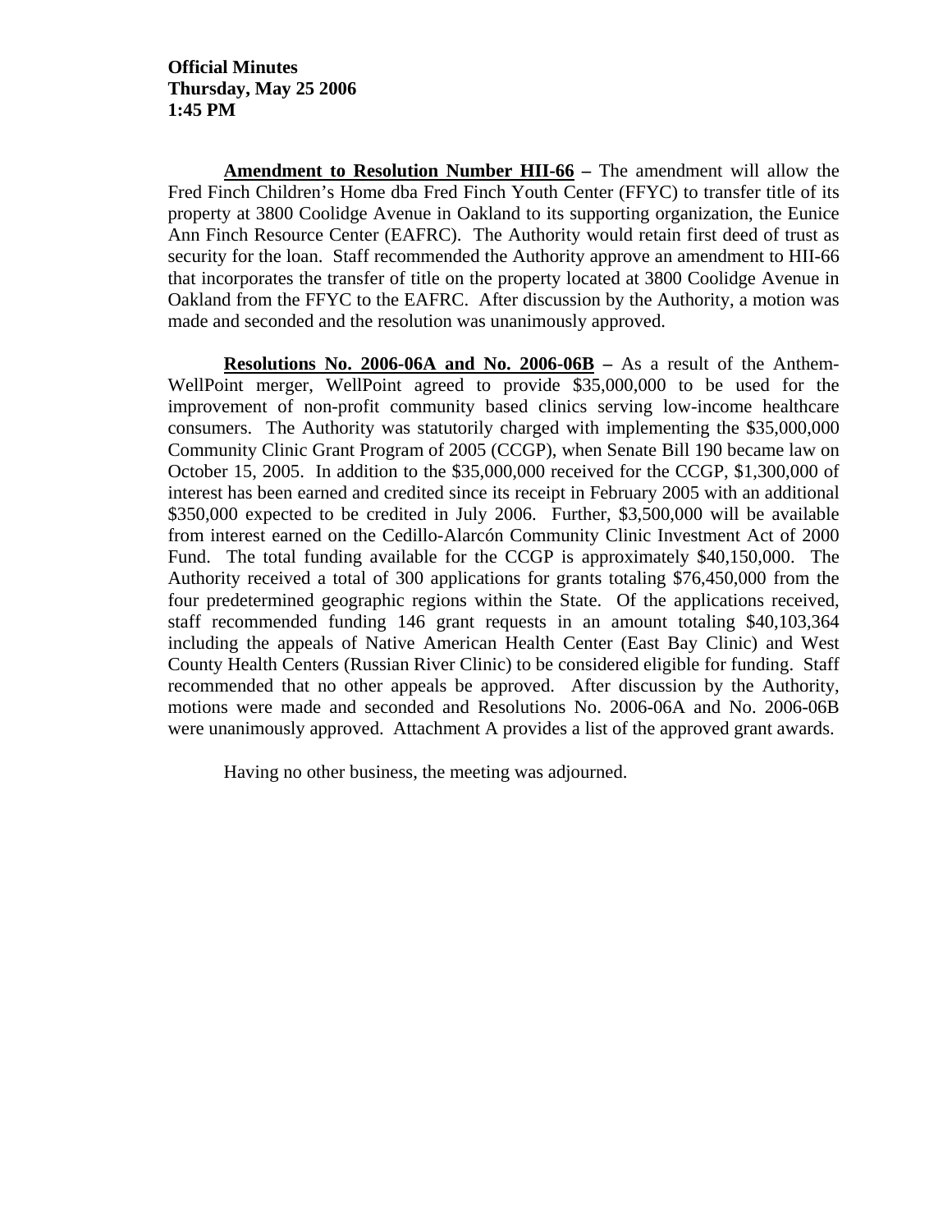**Official Minutes**
**Thursday, May 25 2006**
**1:45 PM**

**Amendment to Resolution Number HII-66** – The amendment will allow the Fred Finch Children's Home dba Fred Finch Youth Center (FFYC) to transfer title of its property at 3800 Coolidge Avenue in Oakland to its supporting organization, the Eunice Ann Finch Resource Center (EAFRC). The Authority would retain first deed of trust as security for the loan. Staff recommended the Authority approve an amendment to HII-66 that incorporates the transfer of title on the property located at 3800 Coolidge Avenue in Oakland from the FFYC to the EAFRC. After discussion by the Authority, a motion was made and seconded and the resolution was unanimously approved.

**Resolutions No. 2006-06A and No. 2006-06B** – As a result of the Anthem-WellPoint merger, WellPoint agreed to provide $35,000,000 to be used for the improvement of non-profit community based clinics serving low-income healthcare consumers. The Authority was statutorily charged with implementing the $35,000,000 Community Clinic Grant Program of 2005 (CCGP), when Senate Bill 190 became law on October 15, 2005. In addition to the $35,000,000 received for the CCGP, $1,300,000 of interest has been earned and credited since its receipt in February 2005 with an additional $350,000 expected to be credited in July 2006. Further, $3,500,000 will be available from interest earned on the Cedillo-Alarcón Community Clinic Investment Act of 2000 Fund. The total funding available for the CCGP is approximately $40,150,000. The Authority received a total of 300 applications for grants totaling $76,450,000 from the four predetermined geographic regions within the State. Of the applications received, staff recommended funding 146 grant requests in an amount totaling $40,103,364 including the appeals of Native American Health Center (East Bay Clinic) and West County Health Centers (Russian River Clinic) to be considered eligible for funding. Staff recommended that no other appeals be approved. After discussion by the Authority, motions were made and seconded and Resolutions No. 2006-06A and No. 2006-06B were unanimously approved. Attachment A provides a list of the approved grant awards.

Having no other business, the meeting was adjourned.